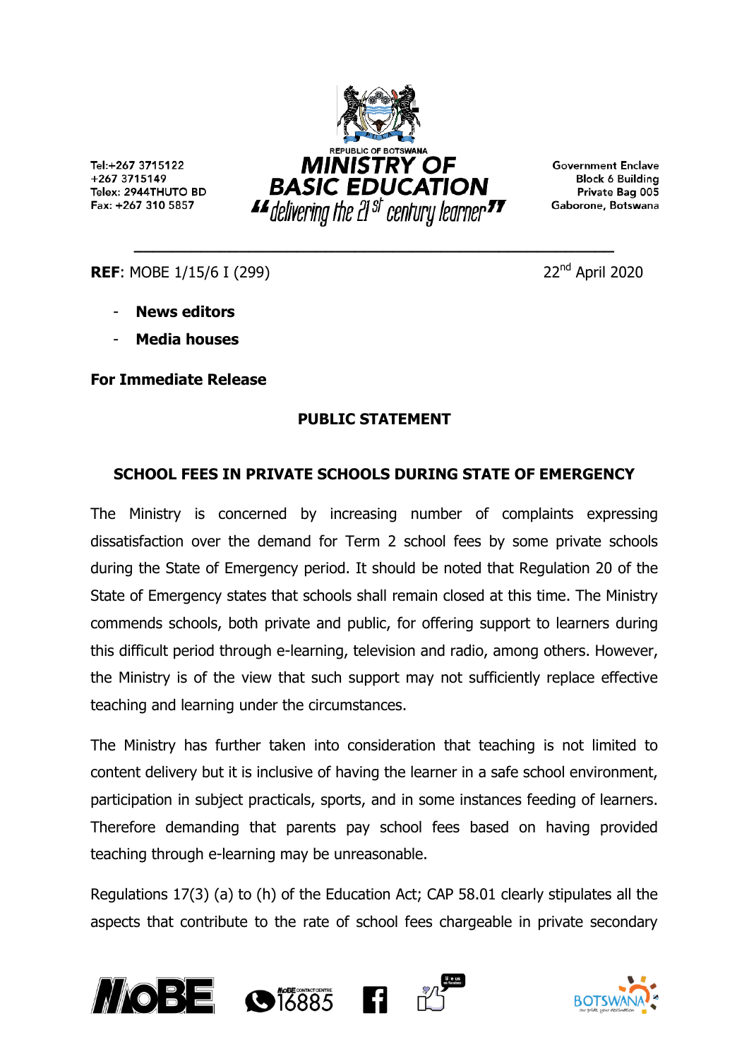Tel:+267 3715122
+267 3715149
Telex: 2944THUTO BD
Fax: +267 310 5857

REPUBLIC OF BOTSWANA
**MINISTRY OF BASIC EDUCATION**
*"delivering the 21st century learner"*

Government Enclave
Block 6 Building
Private Bag 005
Gaborone, Botswana

**REF**: MOBE 1/15/6 I (299)

22nd April 2020

- **News editors**
- **Media houses**

**For Immediate Release**

## PUBLIC STATEMENT

## SCHOOL FEES IN PRIVATE SCHOOLS DURING STATE OF EMERGENCY

The Ministry is concerned by increasing number of complaints expressing dissatisfaction over the demand for Term 2 school fees by some private schools during the State of Emergency period. It should be noted that Regulation 20 of the State of Emergency states that schools shall remain closed at this time. The Ministry commends schools, both private and public, for offering support to learners during this difficult period through e-learning, television and radio, among others. However, the Ministry is of the view that such support may not sufficiently replace effective teaching and learning under the circumstances.

The Ministry has further taken into consideration that teaching is not limited to content delivery but it is inclusive of having the learner in a safe school environment, participation in subject practicals, sports, and in some instances feeding of learners. Therefore demanding that parents pay school fees based on having provided teaching through e-learning may be unreasonable.

Regulations 17(3) (a) to (h) of the Education Act; CAP 58.01 clearly stipulates all the aspects that contribute to the rate of school fees chargeable in private secondary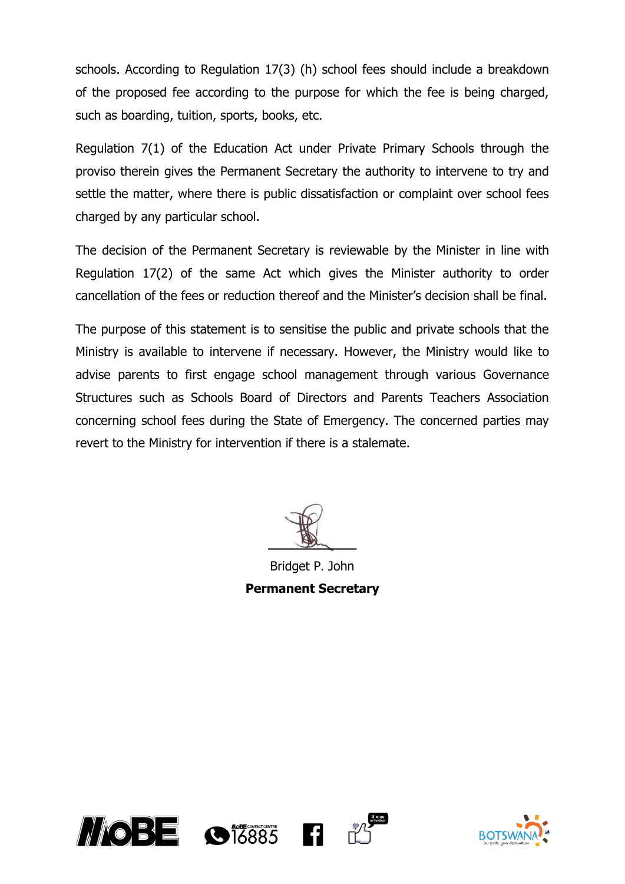schools. According to Regulation 17(3) (h) school fees should include a breakdown of the proposed fee according to the purpose for which the fee is being charged, such as boarding, tuition, sports, books, etc.

Regulation 7(1) of the Education Act under Private Primary Schools through the proviso therein gives the Permanent Secretary the authority to intervene to try and settle the matter, where there is public dissatisfaction or complaint over school fees charged by any particular school.

The decision of the Permanent Secretary is reviewable by the Minister in line with Regulation 17(2) of the same Act which gives the Minister authority to order cancellation of the fees or reduction thereof and the Minister's decision shall be final.

The purpose of this statement is to sensitise the public and private schools that the Ministry is available to intervene if necessary. However, the Ministry would like to advise parents to first engage school management through various Governance Structures such as Schools Board of Directors and Parents Teachers Association concerning school fees during the State of Emergency. The concerned parties may revert to the Ministry for intervention if there is a stalemate.

Bridget P. John

**Permanent Secretary**

MoBE CONTACT CENTRE 16885

BOTSWANA our pride, your destination